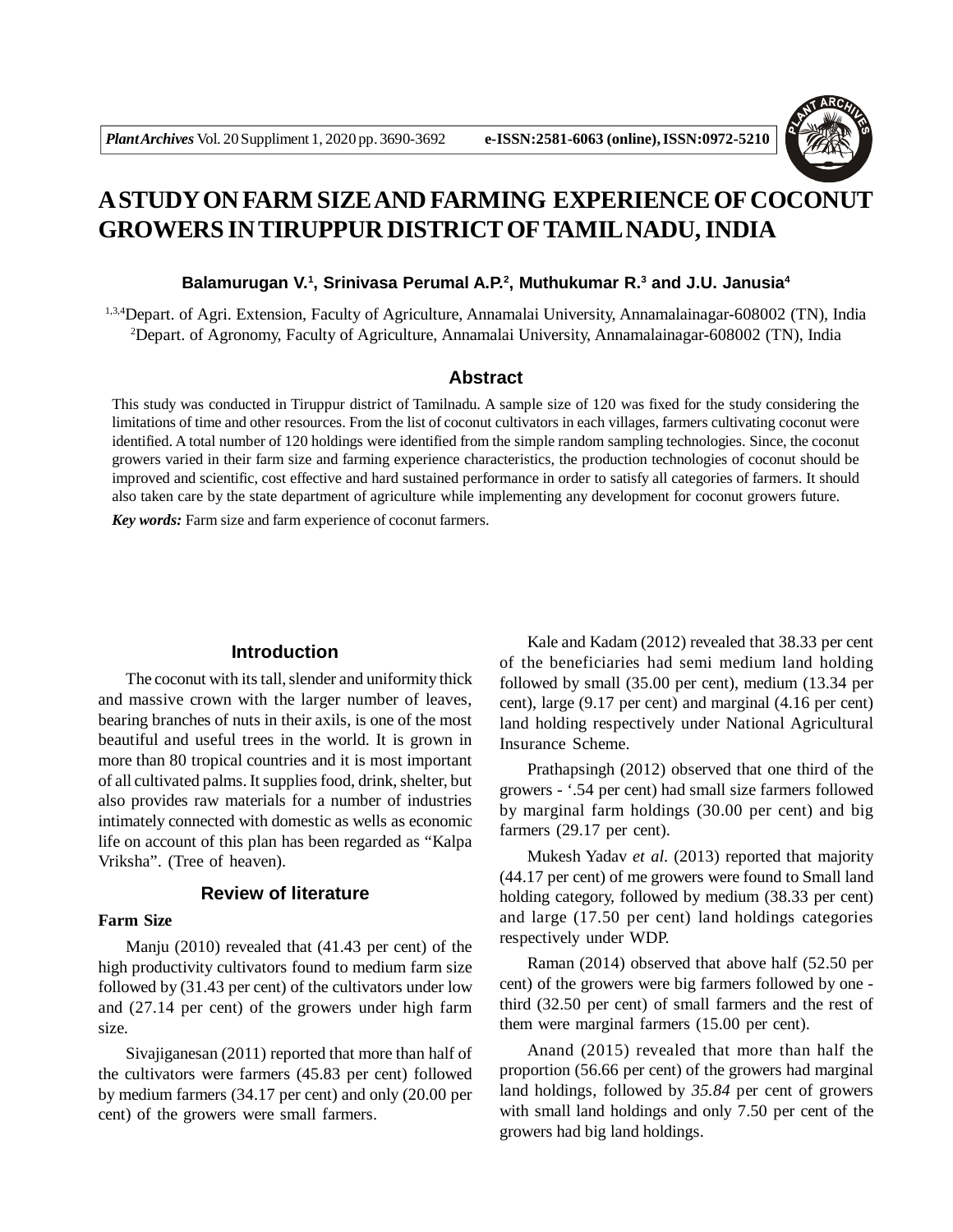// Note: header metadata (journal, volume, pages, ISSN) omitted as running header.

# A STUDY ON FARM SIZE AND FARMING EXPERIENCE OF COCONUT GROWERS IN TIRUPPUR DISTRICT OF TAMIL NADU, INDIA

**Balamurugan V.[1], Srinivasa Perumal A.P.[2], Muthukumar R.[3] and J.U. Janusia[4]**

[1,3,4]Depart. of Agri. Extension, Faculty of Agriculture, Annamalai University, Annamalainagar-608002 (TN), India
[2]Depart. of Agronomy, Faculty of Agriculture, Annamalai University, Annamalainagar-608002 (TN), India

## Abstract

This study was conducted in Tiruppur district of Tamilnadu. A sample size of 120 was fixed for the study considering the limitations of time and other resources. From the list of coconut cultivators in each villages, farmers cultivating coconut were identified. A total number of 120 holdings were identified from the simple random sampling technologies. Since, the coconut growers varied in their farm size and farming experience characteristics, the production technologies of coconut should be improved and scientific, cost effective and hard sustained performance in order to satisfy all categories of farmers. It should also taken care by the state department of agriculture while implementing any development for coconut growers future.

***Key words:*** Farm size and farm experience of coconut farmers.

## Introduction

The coconut with its tall, slender and uniformity thick and massive crown with the larger number of leaves, bearing branches of nuts in their axils, is one of the most beautiful and useful trees in the world. It is grown in more than 80 tropical countries and it is most important of all cultivated palms. It supplies food, drink, shelter, but also provides raw materials for a number of industries intimately connected with domestic as wells as economic life on account of this plan has been regarded as "Kalpa Vriksha". (Tree of heaven).

## Review of literature

### Farm Size

Manju (2010) revealed that (41.43 per cent) of the high productivity cultivators found to medium farm size followed by (31.43 per cent) of the cultivators under low and (27.14 per cent) of the growers under high farm size.

Sivajiganesan (2011) reported that more than half of the cultivators were farmers (45.83 per cent) followed by medium farmers (34.17 per cent) and only (20.00 per cent) of the growers were small farmers.

Kale and Kadam (2012) revealed that 38.33 per cent of the beneficiaries had semi medium land holding followed by small (35.00 per cent), medium (13.34 per cent), large (9.17 per cent) and marginal (4.16 per cent) land holding respectively under National Agricultural Insurance Scheme.

Prathapsingh (2012) observed that one third of the growers - '.54 per cent) had small size farmers followed by marginal farm holdings (30.00 per cent) and big farmers (29.17 per cent).

Mukesh Yadav *et al*. (2013) reported that majority (44.17 per cent) of me growers were found to Small land holding category, followed by medium (38.33 per cent) and large (17.50 per cent) land holdings categories respectively under WDP.

Raman (2014) observed that above half (52.50 per cent) of the growers were big farmers followed by one - third (32.50 per cent) of small farmers and the rest of them were marginal farmers (15.00 per cent).

Anand (2015) revealed that more than half the proportion (56.66 per cent) of the growers had marginal land holdings, followed by *35.84* per cent of growers with small land holdings and only 7.50 per cent of the growers had big land holdings.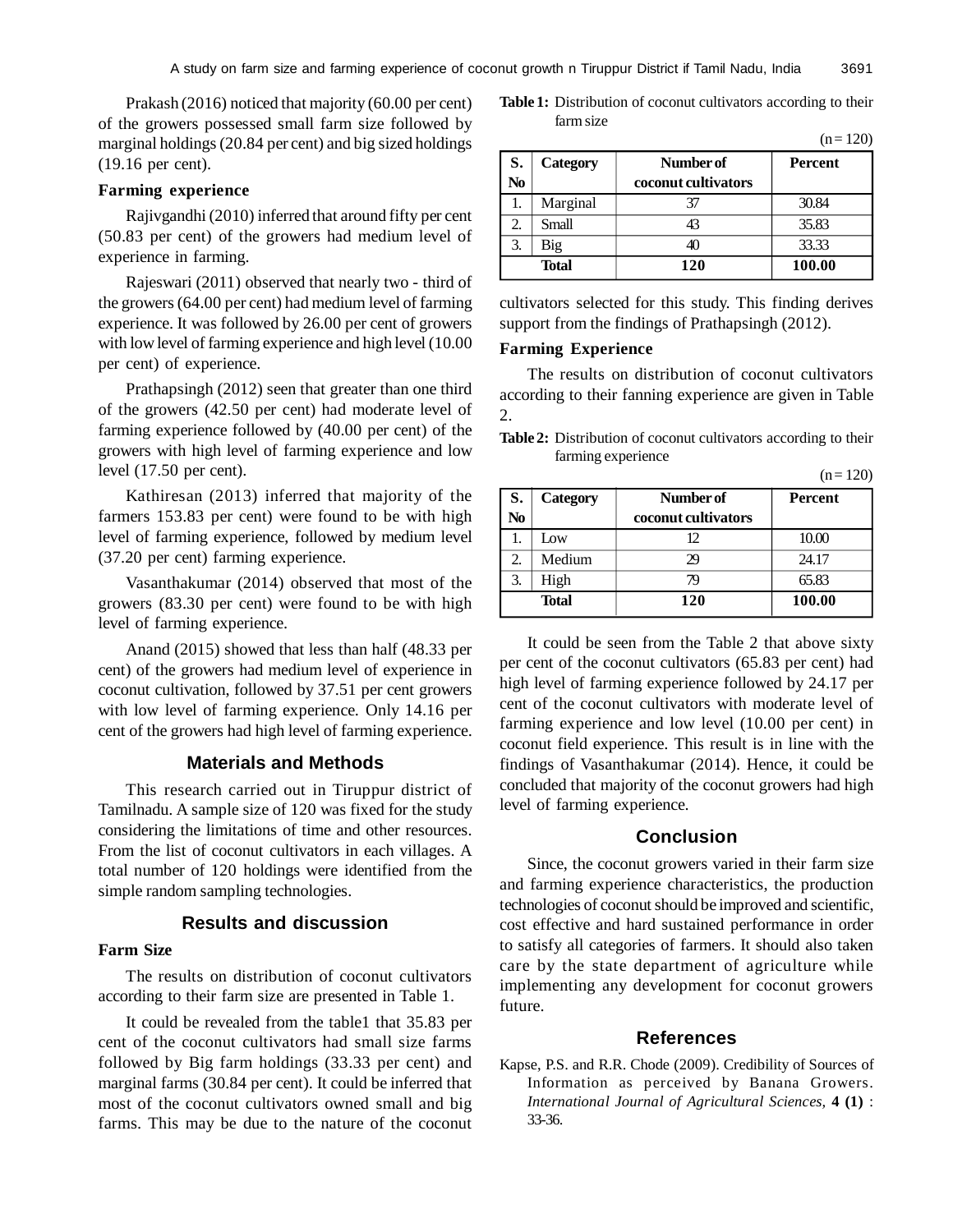Prakash (2016) noticed that majority (60.00 per cent) of the growers possessed small farm size followed by marginal holdings (20.84 per cent) and big sized holdings (19.16 per cent).

### Farming experience

Rajivgandhi (2010) inferred that around fifty per cent (50.83 per cent) of the growers had medium level of experience in farming.

Rajeswari (2011) observed that nearly two - third of the growers (64.00 per cent) had medium level of farming experience. It was followed by 26.00 per cent of growers with low level of farming experience and high level (10.00 per cent) of experience.

Prathapsingh (2012) seen that greater than one third of the growers (42.50 per cent) had moderate level of farming experience followed by (40.00 per cent) of the growers with high level of farming experience and low level (17.50 per cent).

Kathiresan (2013) inferred that majority of the farmers 153.83 per cent) were found to be with high level of farming experience, followed by medium level (37.20 per cent) farming experience.

Vasanthakumar (2014) observed that most of the growers (83.30 per cent) were found to be with high level of farming experience.

Anand (2015) showed that less than half (48.33 per cent) of the growers had medium level of experience in coconut cultivation, followed by 37.51 per cent growers with low level of farming experience. Only 14.16 per cent of the growers had high level of farming experience.

## Materials and Methods

This research carried out in Tiruppur district of Tamilnadu. A sample size of 120 was fixed for the study considering the limitations of time and other resources. From the list of coconut cultivators in each villages. A total number of 120 holdings were identified from the simple random sampling technologies.

## Results and discussion

### Farm Size

The results on distribution of coconut cultivators according to their farm size are presented in Table 1.

**Table 1:** Distribution of coconut cultivators according to their farm size

(n = 120)

| S. No | Category | Number of coconut cultivators | Percent |
|---|---|---|---|
| 1. | Marginal | 37 | 30.84 |
| 2. | Small | 43 | 35.83 |
| 3. | Big | 40 | 33.33 |
| | **Total** | **120** | **100.00** |

It could be revealed from the table1 that 35.83 per cent of the coconut cultivators had small size farms followed by Big farm holdings (33.33 per cent) and marginal farms (30.84 per cent). It could be inferred that most of the coconut cultivators owned small and big farms. This may be due to the nature of the coconut cultivators selected for this study. This finding derives support from the findings of Prathapsingh (2012).

### Farming Experience

The results on distribution of coconut cultivators according to their fanning experience are given in Table 2.

**Table 2:** Distribution of coconut cultivators according to their farming experience

(n = 120)

| S. No | Category | Number of coconut cultivators | Percent |
|---|---|---|---|
| 1. | Low | 12 | 10.00 |
| 2. | Medium | 29 | 24.17 |
| 3. | High | 79 | 65.83 |
| | **Total** | **120** | **100.00** |

It could be seen from the Table 2 that above sixty per cent of the coconut cultivators (65.83 per cent) had high level of farming experience followed by 24.17 per cent of the coconut cultivators with moderate level of farming experience and low level (10.00 per cent) in coconut field experience. This result is in line with the findings of Vasanthakumar (2014). Hence, it could be concluded that majority of the coconut growers had high level of farming experience.

## Conclusion

Since, the coconut growers varied in their farm size and farming experience characteristics, the production technologies of coconut should be improved and scientific, cost effective and hard sustained performance in order to satisfy all categories of farmers. It should also taken care by the state department of agriculture while implementing any development for coconut growers future.

## References

Kapse, P.S. and R.R. Chode (2009). Credibility of Sources of Information as perceived by Banana Growers. *International Journal of Agricultural Sciences,* **4 (1)** : 33-36.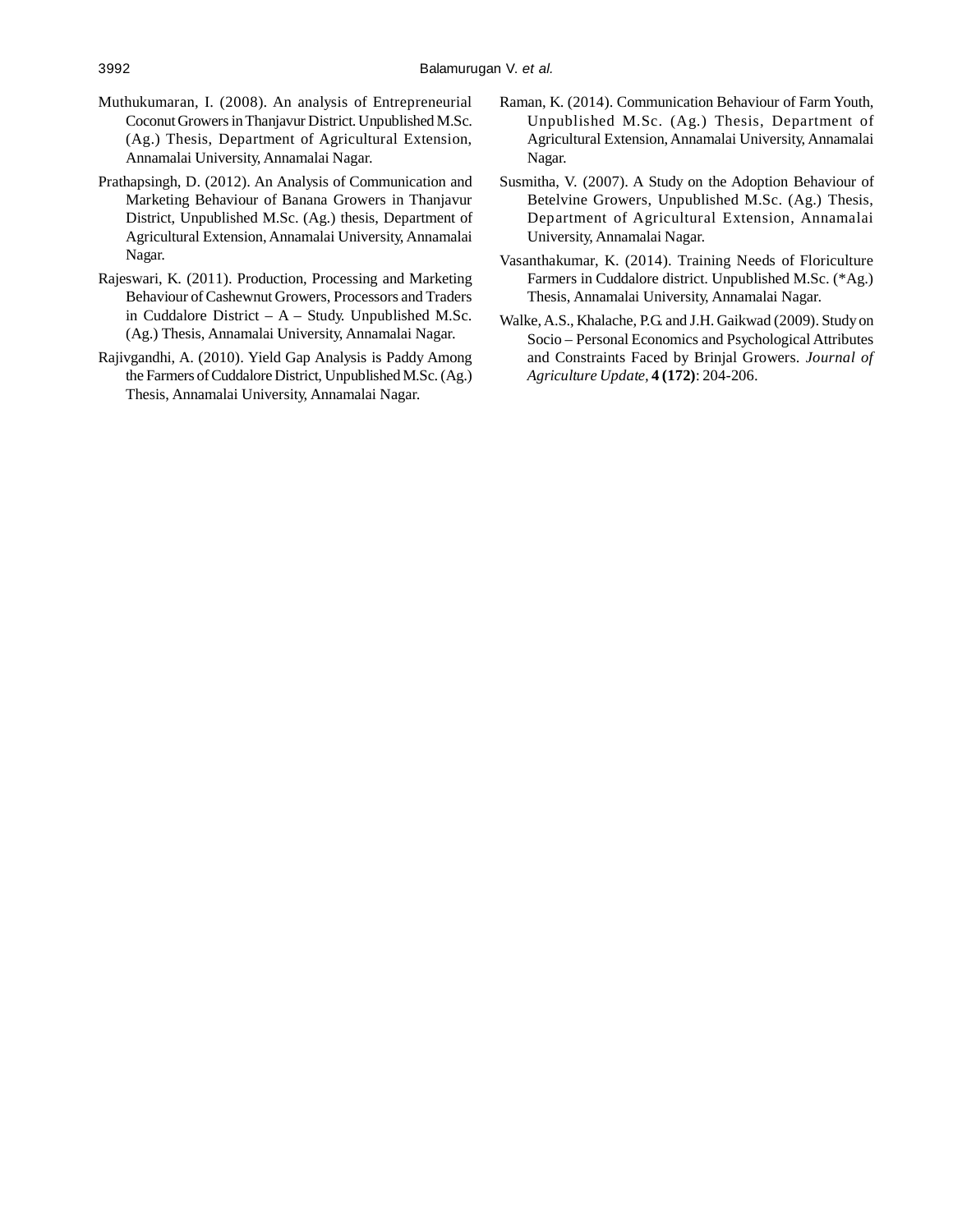Muthukumaran, I. (2008). An analysis of Entrepreneurial Coconut Growers in Thanjavur District. Unpublished M.Sc. (Ag.) Thesis, Department of Agricultural Extension, Annamalai University, Annamalai Nagar.

Prathapsingh, D. (2012). An Analysis of Communication and Marketing Behaviour of Banana Growers in Thanjavur District, Unpublished M.Sc. (Ag.) thesis, Department of Agricultural Extension, Annamalai University, Annamalai Nagar.

Rajeswari, K. (2011). Production, Processing and Marketing Behaviour of Cashewnut Growers, Processors and Traders in Cuddalore District – A – Study. Unpublished M.Sc. (Ag.) Thesis, Annamalai University, Annamalai Nagar.

Rajivgandhi, A. (2010). Yield Gap Analysis is Paddy Among the Farmers of Cuddalore District, Unpublished M.Sc. (Ag.) Thesis, Annamalai University, Annamalai Nagar.

Raman, K. (2014). Communication Behaviour of Farm Youth, Unpublished M.Sc. (Ag.) Thesis, Department of Agricultural Extension, Annamalai University, Annamalai Nagar.

Susmitha, V. (2007). A Study on the Adoption Behaviour of Betelvine Growers, Unpublished M.Sc. (Ag.) Thesis, Department of Agricultural Extension, Annamalai University, Annamalai Nagar.

Vasanthakumar, K. (2014). Training Needs of Floriculture Farmers in Cuddalore district. Unpublished M.Sc. (*Ag.) Thesis, Annamalai University, Annamalai Nagar.

Walke, A.S., Khalache, P.G. and J.H. Gaikwad (2009). Study on Socio – Personal Economics and Psychological Attributes and Constraints Faced by Brinjal Growers. *Journal of Agriculture Update*, **4 (172)**: 204-206.